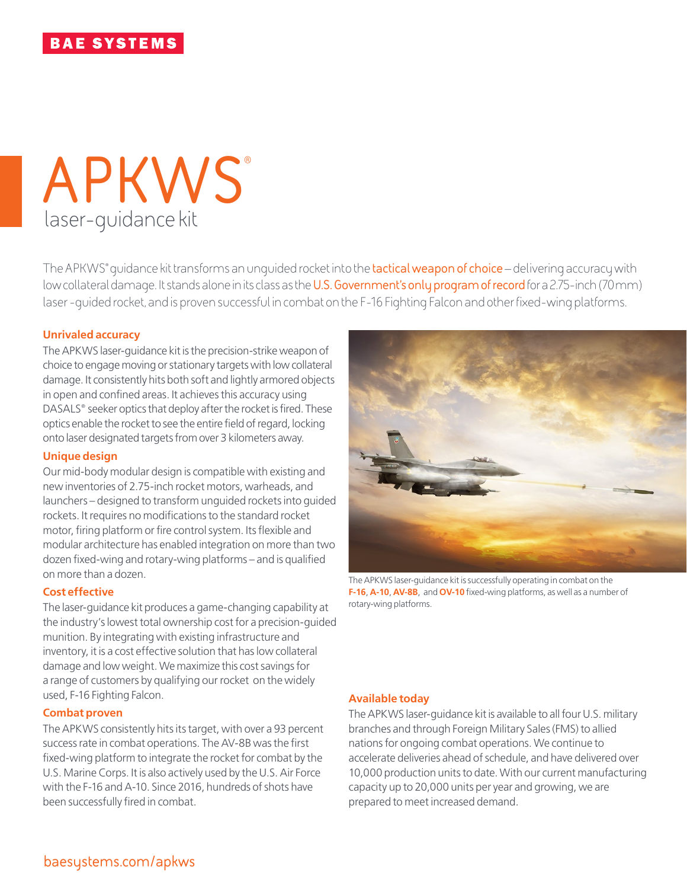BAE SYSTEMS

# APKWS®

## laser-guidance kit

The APKWS® guidance kit transforms an unguided rocket into the **tactical weapon of choice** – delivering accuracy with low collateral damage. It stands alone in its class as the **U.S. Government's only program of record** for a 2.75-inch (70mm) laser -guided rocket, and is proven successful in combat on the F-16 Fighting Falcon and other fixed-wing platforms.

### Unrivaled accuracy

The APKWS laser-guidance kit is the precision-strike weapon of choice to engage moving or stationary targets with low collateral damage. It consistently hits both soft and lightly armored objects in open and confined areas. It achieves this accuracy using DASALS® seeker optics that deploy after the rocket is fired. These optics enable the rocket to see the entire field of regard, locking onto laser designated targets from over 3 kilometers away.

### Unique design

Our mid-body modular design is compatible with existing and new inventories of 2.75-inch rocket motors, warheads, and launchers – designed to transform unguided rockets into guided rockets. It requires no modifications to the standard rocket motor, firing platform or fire control system. Its flexible and modular architecture has enabled integration on more than two dozen fixed-wing and rotary-wing platforms – and is qualified on more than a dozen.

### Cost effective

The laser-guidance kit produces a game-changing capability at the industry's lowest total ownership cost for a precision-guided munition. By integrating with existing infrastructure and inventory, it is a cost effective solution that has low collateral damage and low weight. We maximize this cost savings for a range of customers by qualifying our rocket on the widely used, F-16 Fighting Falcon.

### Combat proven

The APKWS consistently hits its target, with over a 93 percent success rate in combat operations. The AV-8B was the first fixed-wing platform to integrate the rocket for combat by the U.S. Marine Corps. It is also actively used by the U.S. Air Force with the F-16 and A-10. Since 2016, hundreds of shots have been successfully fired in combat.

The APKWS laser-guidance kit is successfully operating in combat on the **F-16**, **A-10**, **AV-8B**, and **OV-10** fixed-wing platforms, as well as a number of rotary-wing platforms.

### Available today

The APKWS laser-guidance kit is available to all four U.S. military branches and through Foreign Military Sales (FMS) to allied nations for ongoing combat operations. We continue to accelerate deliveries ahead of schedule, and have delivered over 10,000 production units to date. With our current manufacturing capacity up to 20,000 units per year and growing, we are prepared to meet increased demand.

baesystems.com/apkws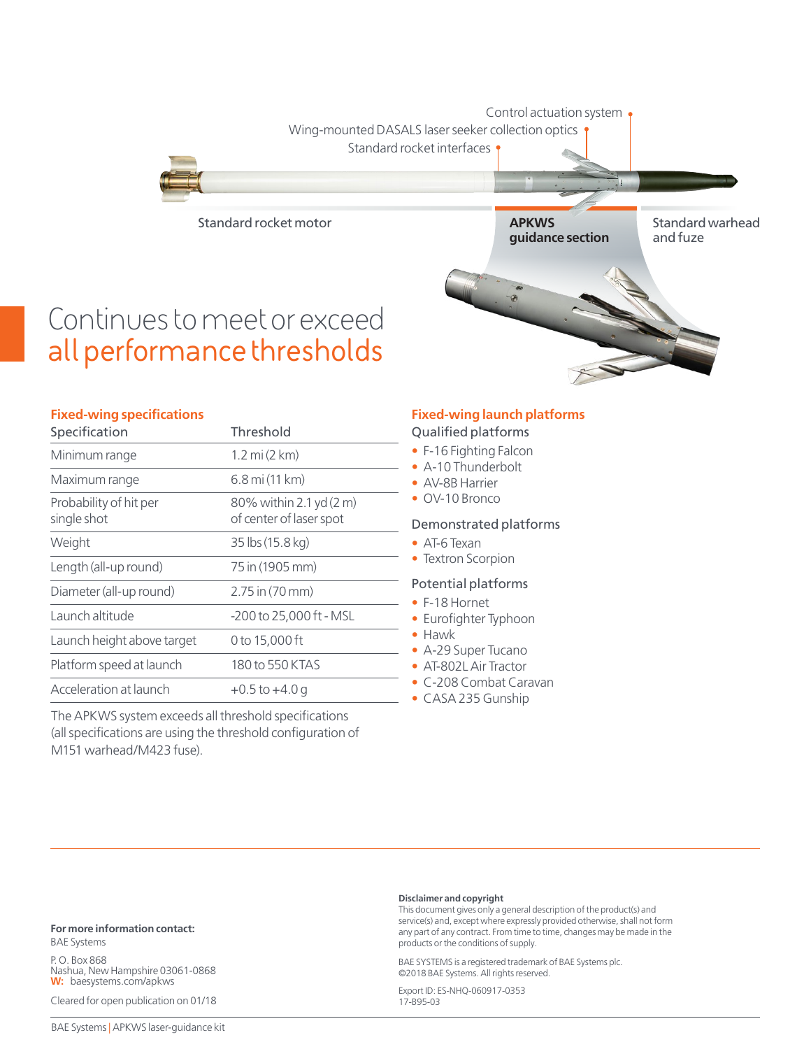Control actuation system

Wing-mounted DASALS laser seeker collection optics

Standard rocket interfaces

Standard rocket motor

**APKWS guidance section**

Standard warhead and fuze

# Continues to meet or exceed all performance thresholds

## Fixed-wing specifications

| Specification | Threshold |
|---|---|
| Minimum range | 1.2 mi (2 km) |
| Maximum range | 6.8 mi (11 km) |
| Probability of hit per single shot | 80% within 2.1 yd (2 m) of center of laser spot |
| Weight | 35 lbs (15.8 kg) |
| Length (all-up round) | 75 in (1905 mm) |
| Diameter (all-up round) | 2.75 in (70 mm) |
| Launch altitude | -200 to 25,000 ft - MSL |
| Launch height above target | 0 to 15,000 ft |
| Platform speed at launch | 180 to 550 KTAS |
| Acceleration at launch | +0.5 to +4.0 g |

The APKWS system exceeds all threshold specifications (all specifications are using the threshold configuration of M151 warhead/M423 fuse).

## Fixed-wing launch platforms

### Qualified platforms

- F-16 Fighting Falcon
- A-10 Thunderbolt
- AV-8B Harrier
- OV-10 Bronco

### Demonstrated platforms

- AT-6 Texan
- Textron Scorpion

### Potential platforms

- F-18 Hornet
- Eurofighter Typhoon
- Hawk
- A-29 Super Tucano
- AT-802L Air Tractor
- C-208 Combat Caravan
- CASA 235 Gunship

**For more information contact:**
BAE Systems

P. O. Box 868
Nashua, New Hampshire 03061-0868
**W:** baesystems.com/apkws

Cleared for open publication on 01/18

**Disclaimer and copyright**
This document gives only a general description of the product(s) and service(s) and, except where expressly provided otherwise, shall not form any part of any contract. From time to time, changes may be made in the products or the conditions of supply.

BAE SYSTEMS is a registered trademark of BAE Systems plc.
©2018 BAE Systems. All rights reserved.

Export ID: ES-NHQ-060917-0353
17-B95-03